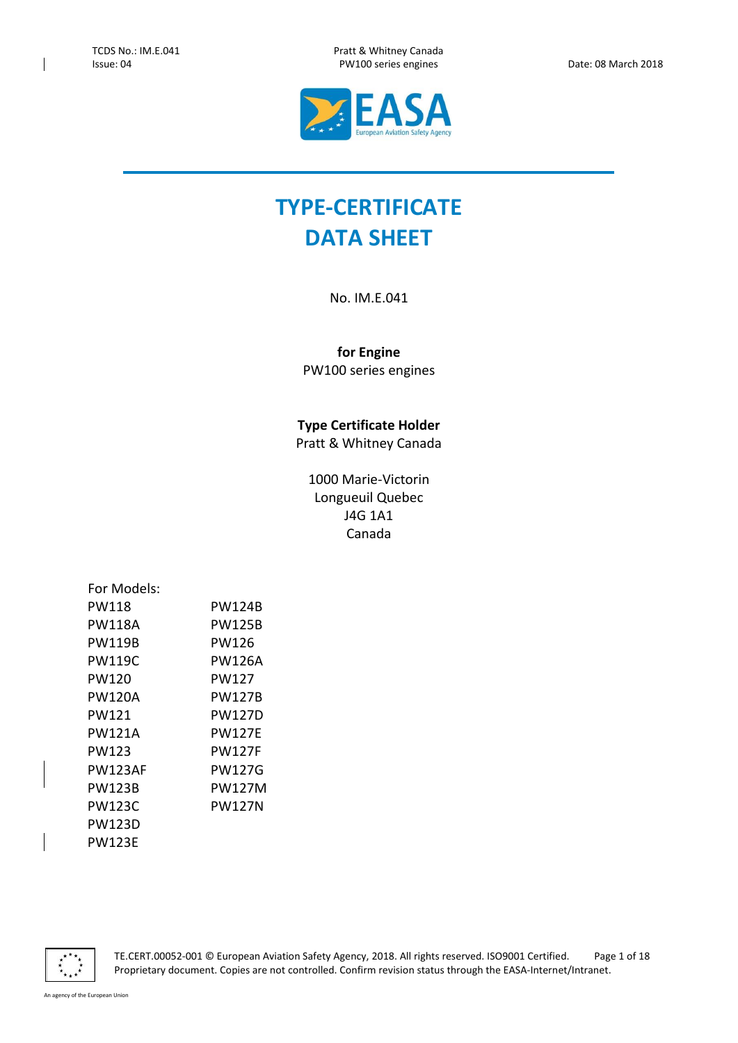# TYPE-CERTIFICATE DATA SHEET

No. IM.E.041

**for Engine**

PW100 series engines

**Type Certificate Holder**

Pratt & Whitney Canada

1000 Marie-Victorin
Longueuil Quebec
J4G 1A1
Canada

For Models:

| | |
|---|---|
| PW118 | PW124B |
| PW118A | PW125B |
| PW119B | PW126 |
| PW119C | PW126A |
| PW120 | PW127 |
| PW120A | PW127B |
| PW121 | PW127D |
| PW121A | PW127E |
| PW123 | PW127F |
| PW123AF | PW127G |
| PW123B | PW127M |
| PW123C | PW127N |
| PW123D | |
| PW123E | |

TE.CERT.00052-001 © European Aviation Safety Agency, 2018. All rights reserved. ISO9001 Certified. Proprietary document. Copies are not controlled. Confirm revision status through the EASA-Internet/Intranet.

An agency of the European Union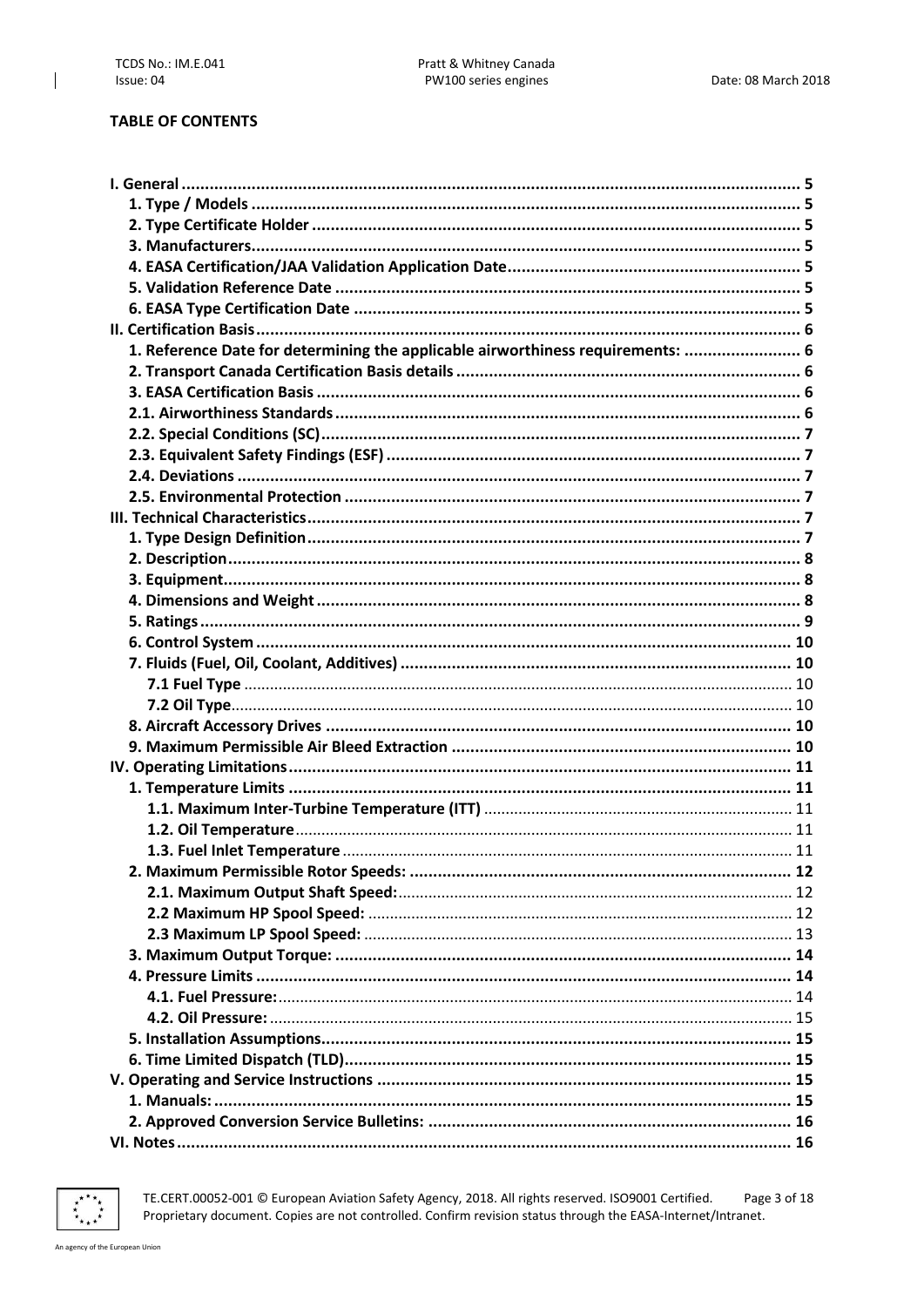**TABLE OF CONTENTS**

**I. General** ........................................................................................................................................ 5
  **1. Type / Models** ........................................................................................................................ 5
  **2. Type Certificate Holder** ......................................................................................................... 5
  **3. Manufacturers** ........................................................................................................................ 5
  **4. EASA Certification/JAA Validation Application Date** .............................................................. 5
  **5. Validation Reference Date** .................................................................................................... 5
  **6. EASA Type Certification Date** ............................................................................................... 5
**II. Certification Basis** ........................................................................................................................ 6
  **1. Reference Date for determining the applicable airworthiness requirements:** ......................... 6
  **2. Transport Canada Certification Basis details** ......................................................................... 6
  **3. EASA Certification Basis** ....................................................................................................... 6
  **2.1. Airworthiness Standards** ..................................................................................................... 6
  **2.2. Special Conditions (SC)** ....................................................................................................... 7
  **2.3. Equivalent Safety Findings (ESF)** ........................................................................................ 7
  **2.4. Deviations** .......................................................................................................................... 7
  **2.5. Environmental Protection** .................................................................................................. 7
**III. Technical Characteristics** ............................................................................................................ 7
  **1. Type Design Definition** ......................................................................................................... 7
  **2. Description** ............................................................................................................................ 8
  **3. Equipment** ............................................................................................................................. 8
  **4. Dimensions and Weight** ....................................................................................................... 8
  **5. Ratings** ................................................................................................................................... 9
  **6. Control System** .................................................................................................................... 10
  **7. Fluids (Fuel, Oil, Coolant, Additives)** ................................................................................... 10
    **7.1 Fuel Type** ......................................................................................................................... 10
    **7.2 Oil Type** ............................................................................................................................ 10
  **8. Aircraft Accessory Drives** ................................................................................................... 10
  **9. Maximum Permissible Air Bleed Extraction** ........................................................................ 10
**IV. Operating Limitations** ............................................................................................................... 11
  **1. Temperature Limits** ............................................................................................................. 11
    **1.1. Maximum Inter-Turbine Temperature (ITT)** ..................................................................... 11
    **1.2. Oil Temperature** .............................................................................................................. 11
    **1.3. Fuel Inlet Temperature** .................................................................................................... 11
  **2. Maximum Permissible Rotor Speeds:** ................................................................................. 12
    **2.1. Maximum Output Shaft Speed:** ........................................................................................ 12
    **2.2 Maximum HP Spool Speed:** ............................................................................................... 12
    **2.3 Maximum LP Spool Speed:** ................................................................................................ 13
  **3. Maximum Output Torque:** .................................................................................................. 14
  **4. Pressure Limits** ................................................................................................................... 14
    **4.1. Fuel Pressure:** .................................................................................................................. 14
    **4.2. Oil Pressure:** .................................................................................................................... 15
  **5. Installation Assumptions** ..................................................................................................... 15
  **6. Time Limited Dispatch (TLD)** ............................................................................................... 15
**V. Operating and Service Instructions** ........................................................................................... 15
  **1. Manuals:** .............................................................................................................................. 15
  **2. Approved Conversion Service Bulletins:** ............................................................................. 16
**VI. Notes** ........................................................................................................................................ 16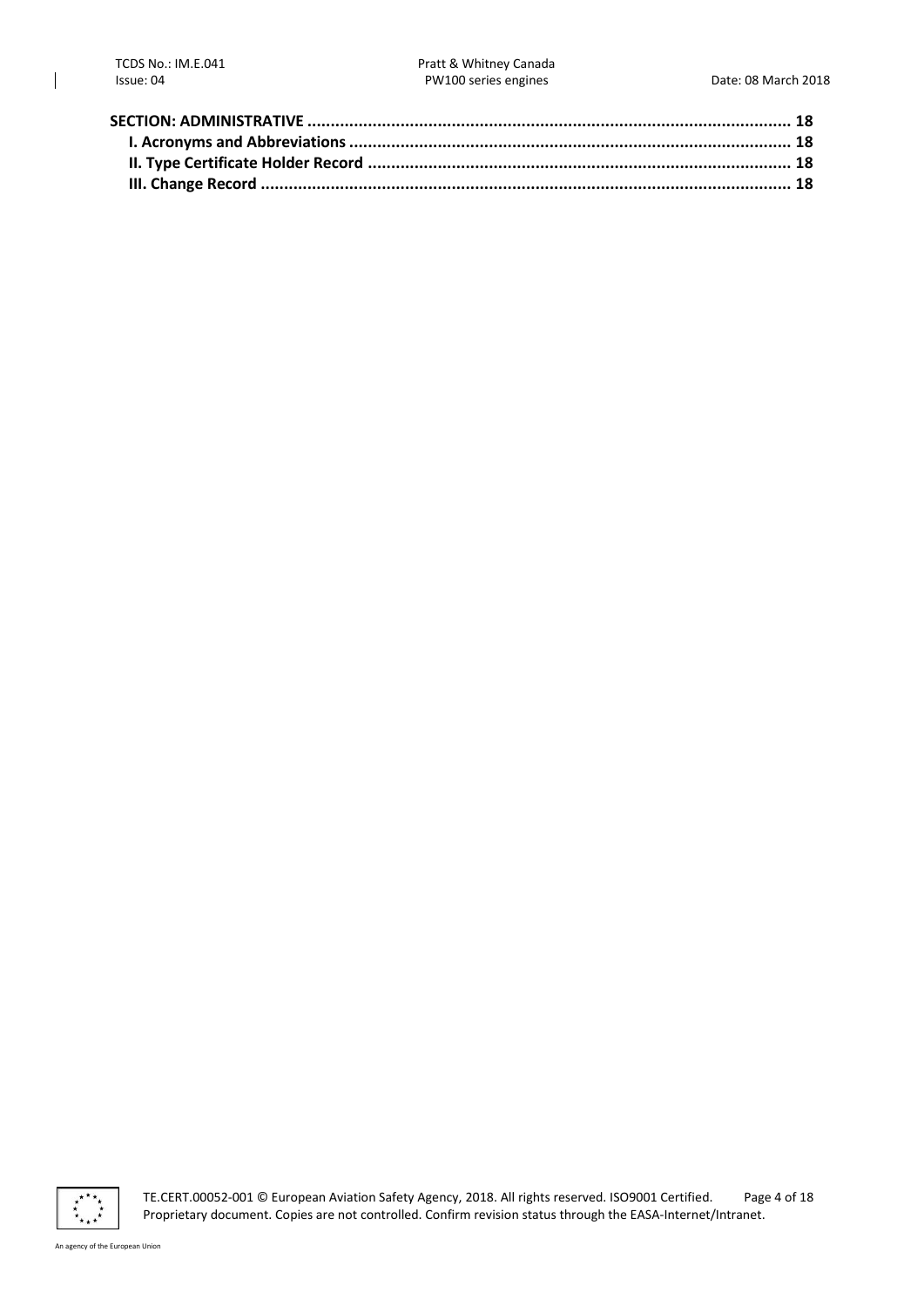**SECTION: ADMINISTRATIVE** ........................................................................................................ **18**

**I. Acronyms and Abbreviations** ................................................................................................ **18**

**II. Type Certificate Holder Record** ............................................................................................ **18**

**III. Change Record** ..................................................................................................................... **18**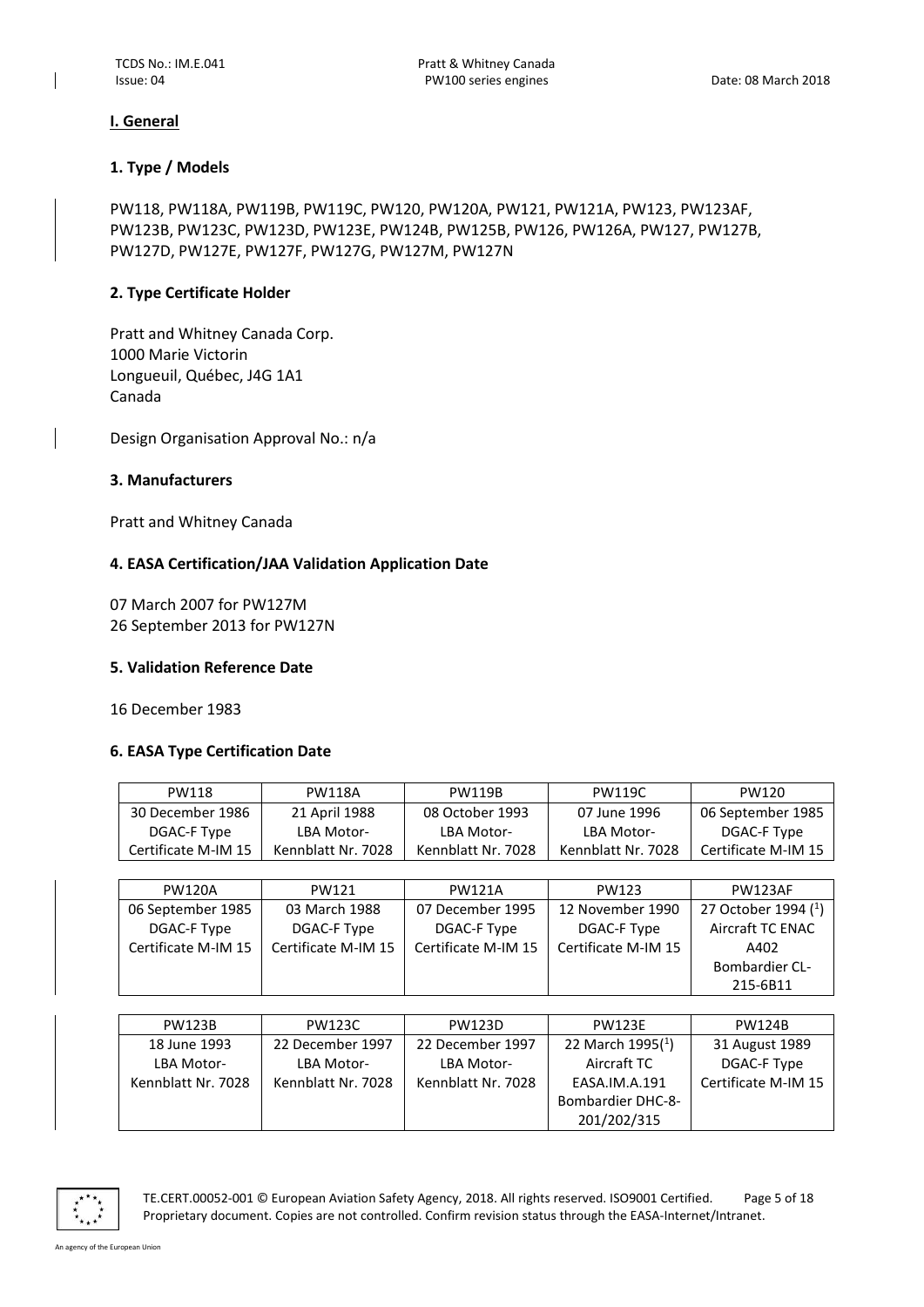## I. General

### 1. Type / Models

PW118, PW118A, PW119B, PW119C, PW120, PW120A, PW121, PW121A, PW123, PW123AF, PW123B, PW123C, PW123D, PW123E, PW124B, PW125B, PW126, PW126A, PW127, PW127B, PW127D, PW127E, PW127F, PW127G, PW127M, PW127N

### 2. Type Certificate Holder

Pratt and Whitney Canada Corp.
1000 Marie Victorin
Longueuil, Québec, J4G 1A1
Canada

Design Organisation Approval No.: n/a

### 3. Manufacturers

Pratt and Whitney Canada

### 4. EASA Certification/JAA Validation Application Date

07 March 2007 for PW127M
26 September 2013 for PW127N

### 5. Validation Reference Date

16 December 1983

### 6. EASA Type Certification Date

| PW118 | PW118A | PW119B | PW119C | PW120 |
|---|---|---|---|---|
| 30 December 1986 DGAC-F Type Certificate M-IM 15 | 21 April 1988 LBA Motor-Kennblatt Nr. 7028 | 08 October 1993 LBA Motor-Kennblatt Nr. 7028 | 07 June 1996 LBA Motor-Kennblatt Nr. 7028 | 06 September 1985 DGAC-F Type Certificate M-IM 15 |

| PW120A | PW121 | PW121A | PW123 | PW123AF |
|---|---|---|---|---|
| 06 September 1985 DGAC-F Type Certificate M-IM 15 | 03 March 1988 DGAC-F Type Certificate M-IM 15 | 07 December 1995 DGAC-F Type Certificate M-IM 15 | 12 November 1990 DGAC-F Type Certificate M-IM 15 | 27 October 1994 ([1]) Aircraft TC ENAC A402 Bombardier CL-215-6B11 |

| PW123B | PW123C | PW123D | PW123E | PW124B |
|---|---|---|---|---|
| 18 June 1993 LBA Motor-Kennblatt Nr. 7028 | 22 December 1997 LBA Motor-Kennblatt Nr. 7028 | 22 December 1997 LBA Motor-Kennblatt Nr. 7028 | 22 March 1995([1]) Aircraft TC EASA.IM.A.191 Bombardier DHC-8-201/202/315 | 31 August 1989 DGAC-F Type Certificate M-IM 15 |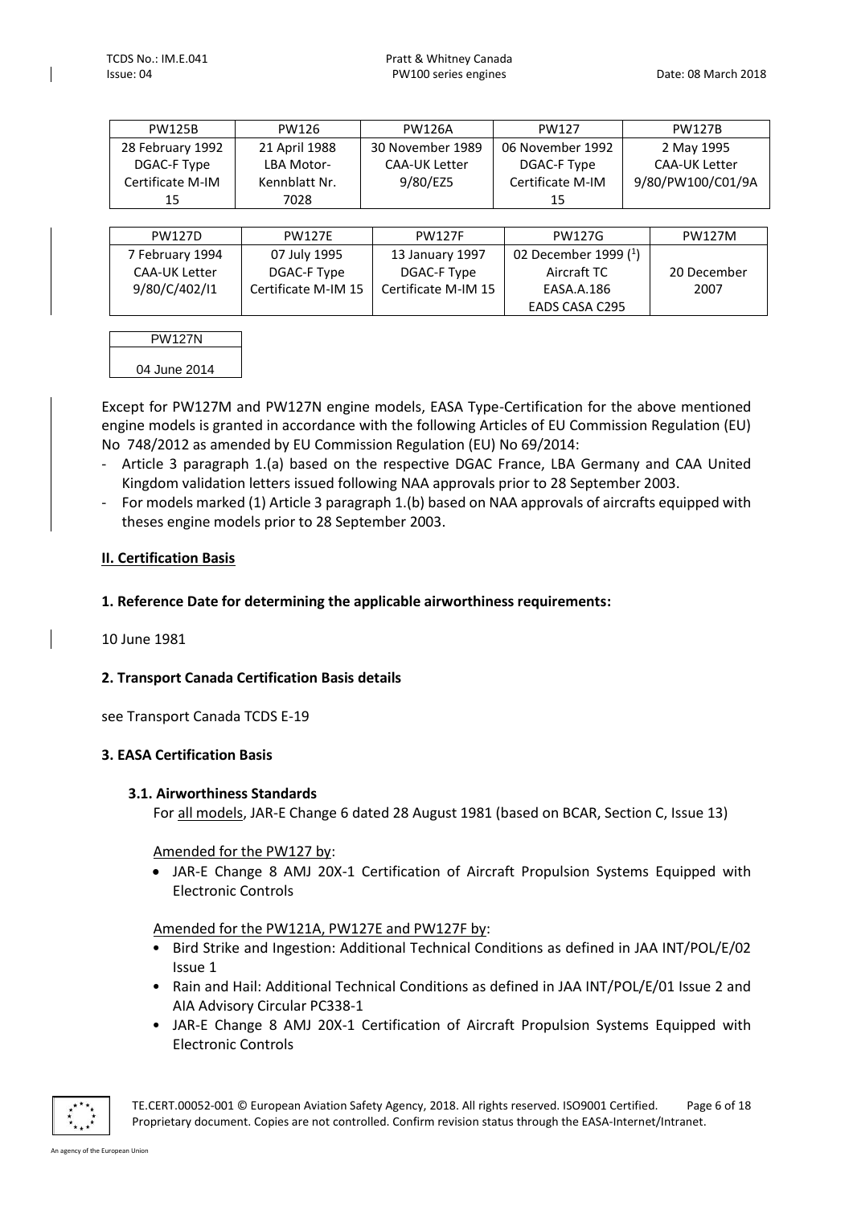| PW125B | PW126 | PW126A | PW127 | PW127B |
|---|---|---|---|---|
| 28 February 1992 DGAC-F Type Certificate M-IM 15 | 21 April 1988 LBA Motor-Kennblatt Nr. 7028 | 30 November 1989 CAA-UK Letter 9/80/EZ5 | 06 November 1992 DGAC-F Type Certificate M-IM 15 | 2 May 1995 CAA-UK Letter 9/80/PW100/C01/9A |

| PW127D | PW127E | PW127F | PW127G | PW127M |
|---|---|---|---|---|
| 7 February 1994 CAA-UK Letter 9/80/C/402/I1 | 07 July 1995 DGAC-F Type Certificate M-IM 15 | 13 January 1997 DGAC-F Type Certificate M-IM 15 | 02 December 1999 (1) Aircraft TC EASA.A.186 EADS CASA C295 | 20 December 2007 |

| PW127N |
|---|
| 04 June 2014 |

Except for PW127M and PW127N engine models, EASA Type-Certification for the above mentioned engine models is granted in accordance with the following Articles of EU Commission Regulation (EU) No 748/2012 as amended by EU Commission Regulation (EU) No 69/2014:

- Article 3 paragraph 1.(a) based on the respective DGAC France, LBA Germany and CAA United Kingdom validation letters issued following NAA approvals prior to 28 September 2003.
- For models marked (1) Article 3 paragraph 1.(b) based on NAA approvals of aircrafts equipped with theses engine models prior to 28 September 2003.

## II. Certification Basis

### 1. Reference Date for determining the applicable airworthiness requirements:

10 June 1981

### 2. Transport Canada Certification Basis details

see Transport Canada TCDS E-19

### 3. EASA Certification Basis

#### 3.1. Airworthiness Standards

For all models, JAR-E Change 6 dated 28 August 1981 (based on BCAR, Section C, Issue 13)

Amended for the PW127 by:

- JAR-E Change 8 AMJ 20X-1 Certification of Aircraft Propulsion Systems Equipped with Electronic Controls

Amended for the PW121A, PW127E and PW127F by:

- Bird Strike and Ingestion: Additional Technical Conditions as defined in JAA INT/POL/E/02 Issue 1
- Rain and Hail: Additional Technical Conditions as defined in JAA INT/POL/E/01 Issue 2 and AIA Advisory Circular PC338-1
- JAR-E Change 8 AMJ 20X-1 Certification of Aircraft Propulsion Systems Equipped with Electronic Controls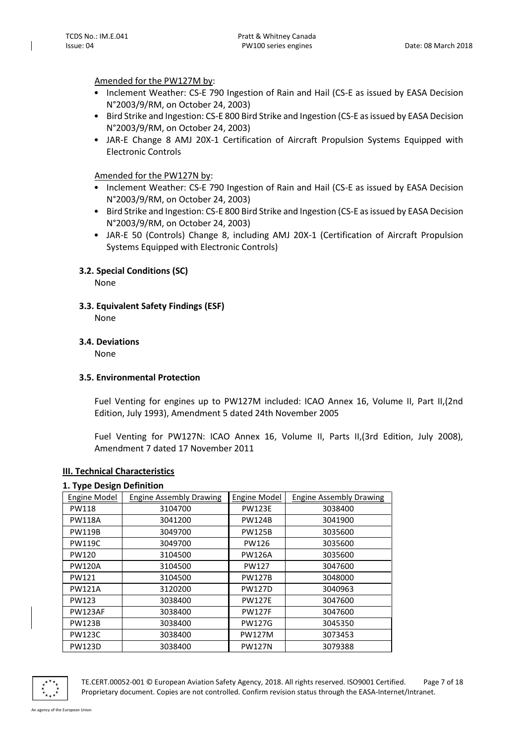Amended for the PW127M by:

- Inclement Weather: CS-E 790 Ingestion of Rain and Hail (CS-E as issued by EASA Decision N°2003/9/RM, on October 24, 2003)
- Bird Strike and Ingestion: CS-E 800 Bird Strike and Ingestion (CS-E as issued by EASA Decision N°2003/9/RM, on October 24, 2003)
- JAR-E Change 8 AMJ 20X-1 Certification of Aircraft Propulsion Systems Equipped with Electronic Controls

Amended for the PW127N by:

- Inclement Weather: CS-E 790 Ingestion of Rain and Hail (CS-E as issued by EASA Decision N°2003/9/RM, on October 24, 2003)
- Bird Strike and Ingestion: CS-E 800 Bird Strike and Ingestion (CS-E as issued by EASA Decision N°2003/9/RM, on October 24, 2003)
- JAR-E 50 (Controls) Change 8, including AMJ 20X-1 (Certification of Aircraft Propulsion Systems Equipped with Electronic Controls)

### 3.2. Special Conditions (SC)

None

### 3.3. Equivalent Safety Findings (ESF)

None

### 3.4. Deviations

None

### 3.5. Environmental Protection

Fuel Venting for engines up to PW127M included: ICAO Annex 16, Volume II, Part II,(2nd Edition, July 1993), Amendment 5 dated 24th November 2005

Fuel Venting for PW127N: ICAO Annex 16, Volume II, Parts II,(3rd Edition, July 2008), Amendment 7 dated 17 November 2011

## III. Technical Characteristics

### 1. Type Design Definition

| Engine Model | Engine Assembly Drawing | Engine Model | Engine Assembly Drawing |
|---|---|---|---|
| PW118 | 3104700 | PW123E | 3038400 |
| PW118A | 3041200 | PW124B | 3041900 |
| PW119B | 3049700 | PW125B | 3035600 |
| PW119C | 3049700 | PW126 | 3035600 |
| PW120 | 3104500 | PW126A | 3035600 |
| PW120A | 3104500 | PW127 | 3047600 |
| PW121 | 3104500 | PW127B | 3048000 |
| PW121A | 3120200 | PW127D | 3040963 |
| PW123 | 3038400 | PW127E | 3047600 |
| PW123AF | 3038400 | PW127F | 3047600 |
| PW123B | 3038400 | PW127G | 3045350 |
| PW123C | 3038400 | PW127M | 3073453 |
| PW123D | 3038400 | PW127N | 3079388 |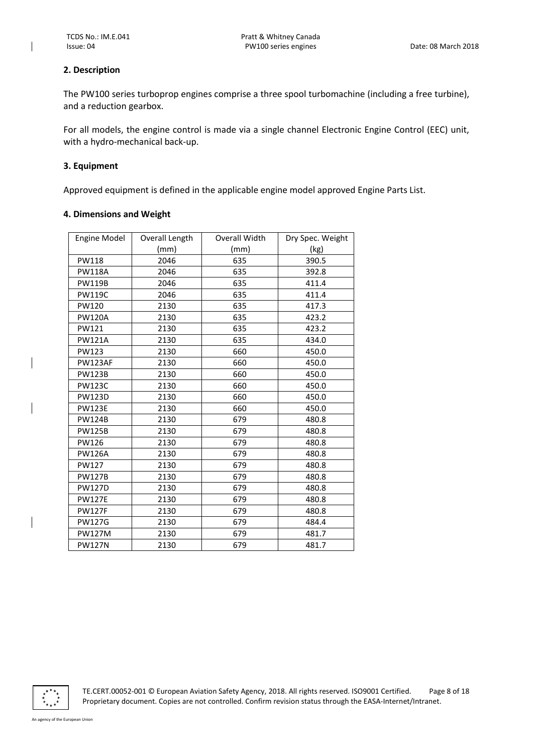## 2. Description

The PW100 series turboprop engines comprise a three spool turbomachine (including a free turbine), and a reduction gearbox.

For all models, the engine control is made via a single channel Electronic Engine Control (EEC) unit, with a hydro-mechanical back-up.

## 3. Equipment

Approved equipment is defined in the applicable engine model approved Engine Parts List.

## 4. Dimensions and Weight

| Engine Model | Overall Length (mm) | Overall Width (mm) | Dry Spec. Weight (kg) |
|---|---|---|---|
| PW118 | 2046 | 635 | 390.5 |
| PW118A | 2046 | 635 | 392.8 |
| PW119B | 2046 | 635 | 411.4 |
| PW119C | 2046 | 635 | 411.4 |
| PW120 | 2130 | 635 | 417.3 |
| PW120A | 2130 | 635 | 423.2 |
| PW121 | 2130 | 635 | 423.2 |
| PW121A | 2130 | 635 | 434.0 |
| PW123 | 2130 | 660 | 450.0 |
| PW123AF | 2130 | 660 | 450.0 |
| PW123B | 2130 | 660 | 450.0 |
| PW123C | 2130 | 660 | 450.0 |
| PW123D | 2130 | 660 | 450.0 |
| PW123E | 2130 | 660 | 450.0 |
| PW124B | 2130 | 679 | 480.8 |
| PW125B | 2130 | 679 | 480.8 |
| PW126 | 2130 | 679 | 480.8 |
| PW126A | 2130 | 679 | 480.8 |
| PW127 | 2130 | 679 | 480.8 |
| PW127B | 2130 | 679 | 480.8 |
| PW127D | 2130 | 679 | 480.8 |
| PW127E | 2130 | 679 | 480.8 |
| PW127F | 2130 | 679 | 480.8 |
| PW127G | 2130 | 679 | 484.4 |
| PW127M | 2130 | 679 | 481.7 |
| PW127N | 2130 | 679 | 481.7 |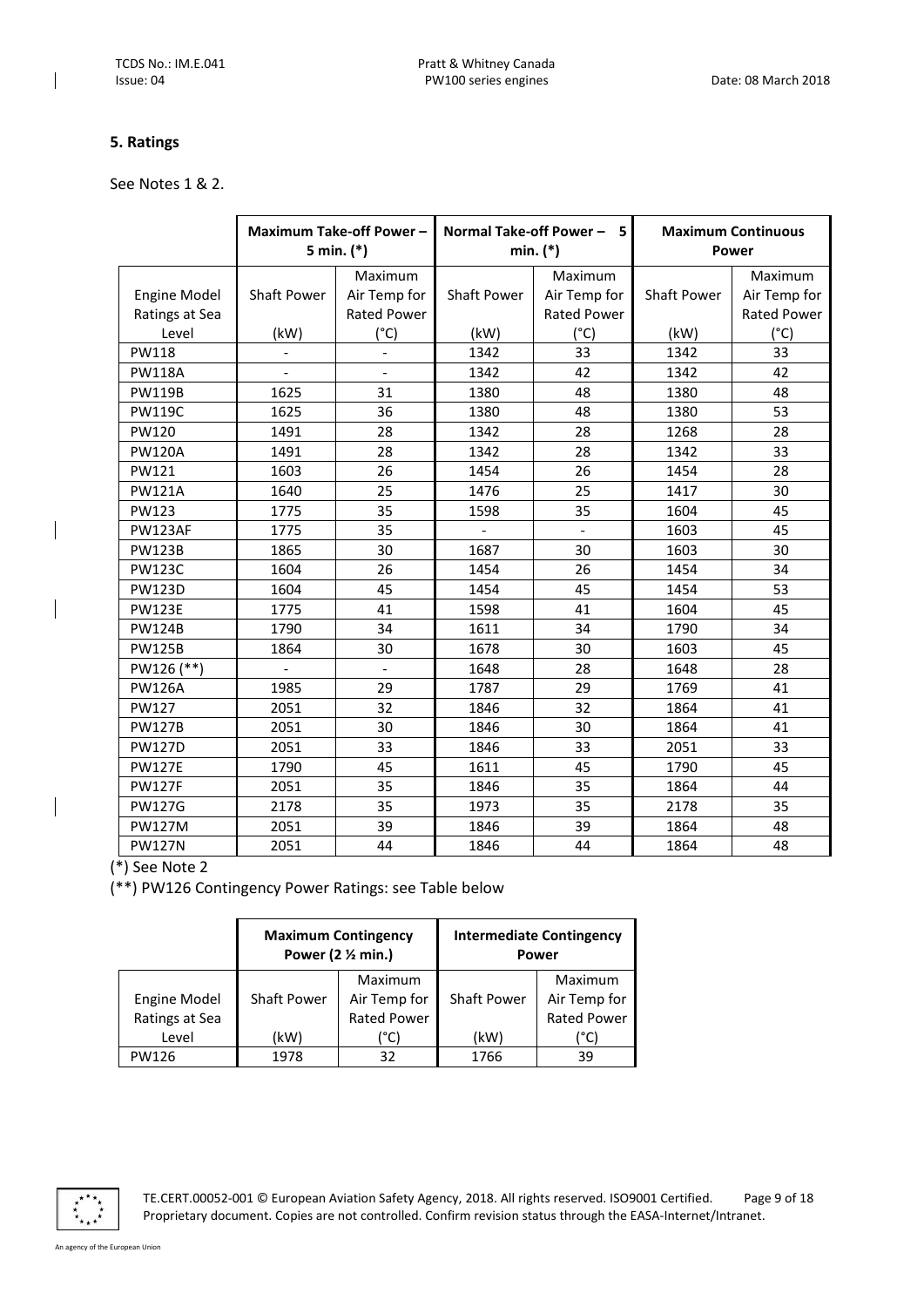## 5. Ratings

See Notes 1 & 2.

| Engine Model Ratings at Sea Level | Maximum Take-off Power – 5 min. (*) | | Normal Take-off Power – 5 min. (*) | | Maximum Continuous Power | |
|---|---|---|---|---|---|---|
| | Shaft Power (kW) | Maximum Air Temp for Rated Power (°C) | Shaft Power (kW) | Maximum Air Temp for Rated Power (°C) | Shaft Power (kW) | Maximum Air Temp for Rated Power (°C) |
| PW118 | - | - | 1342 | 33 | 1342 | 33 |
| PW118A | - | - | 1342 | 42 | 1342 | 42 |
| PW119B | 1625 | 31 | 1380 | 48 | 1380 | 48 |
| PW119C | 1625 | 36 | 1380 | 48 | 1380 | 53 |
| PW120 | 1491 | 28 | 1342 | 28 | 1268 | 28 |
| PW120A | 1491 | 28 | 1342 | 28 | 1342 | 33 |
| PW121 | 1603 | 26 | 1454 | 26 | 1454 | 28 |
| PW121A | 1640 | 25 | 1476 | 25 | 1417 | 30 |
| PW123 | 1775 | 35 | 1598 | 35 | 1604 | 45 |
| PW123AF | 1775 | 35 | - | - | 1603 | 45 |
| PW123B | 1865 | 30 | 1687 | 30 | 1603 | 30 |
| PW123C | 1604 | 26 | 1454 | 26 | 1454 | 34 |
| PW123D | 1604 | 45 | 1454 | 45 | 1454 | 53 |
| PW123E | 1775 | 41 | 1598 | 41 | 1604 | 45 |
| PW124B | 1790 | 34 | 1611 | 34 | 1790 | 34 |
| PW125B | 1864 | 30 | 1678 | 30 | 1603 | 45 |
| PW126 (**) | - | - | 1648 | 28 | 1648 | 28 |
| PW126A | 1985 | 29 | 1787 | 29 | 1769 | 41 |
| PW127 | 2051 | 32 | 1846 | 32 | 1864 | 41 |
| PW127B | 2051 | 30 | 1846 | 30 | 1864 | 41 |
| PW127D | 2051 | 33 | 1846 | 33 | 2051 | 33 |
| PW127E | 1790 | 45 | 1611 | 45 | 1790 | 45 |
| PW127F | 2051 | 35 | 1846 | 35 | 1864 | 44 |
| PW127G | 2178 | 35 | 1973 | 35 | 2178 | 35 |
| PW127M | 2051 | 39 | 1846 | 39 | 1864 | 48 |
| PW127N | 2051 | 44 | 1846 | 44 | 1864 | 48 |

(*) See Note 2

(**) PW126 Contingency Power Ratings: see Table below

| Engine Model Ratings at Sea Level | Maximum Contingency Power (2 ½ min.) | | Intermediate Contingency Power | |
|---|---|---|---|---|
| | Shaft Power (kW) | Maximum Air Temp for Rated Power (°C) | Shaft Power (kW) | Maximum Air Temp for Rated Power (°C) |
| PW126 | 1978 | 32 | 1766 | 39 |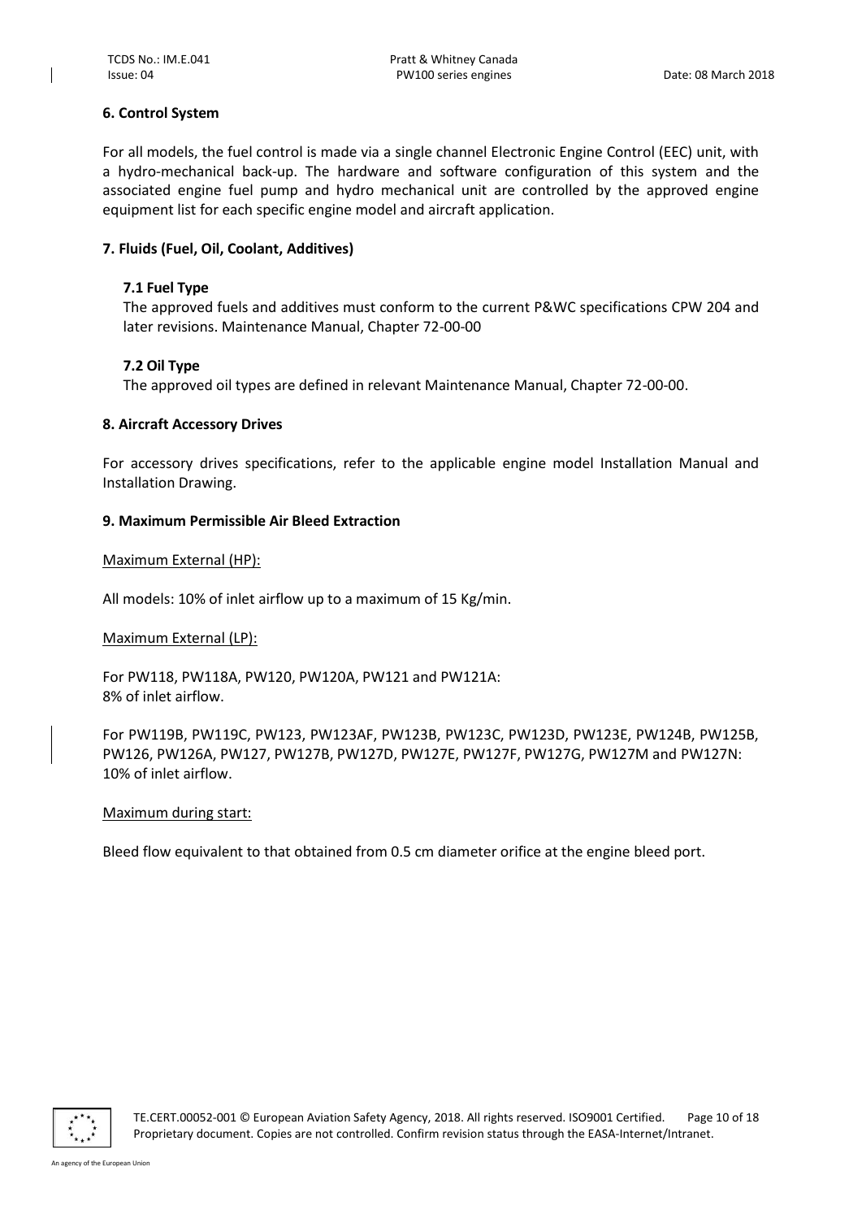## 6. Control System

For all models, the fuel control is made via a single channel Electronic Engine Control (EEC) unit, with a hydro-mechanical back-up. The hardware and software configuration of this system and the associated engine fuel pump and hydro mechanical unit are controlled by the approved engine equipment list for each specific engine model and aircraft application.

## 7. Fluids (Fuel, Oil, Coolant, Additives)

### 7.1 Fuel Type

The approved fuels and additives must conform to the current P&WC specifications CPW 204 and later revisions. Maintenance Manual, Chapter 72-00-00

### 7.2 Oil Type

The approved oil types are defined in relevant Maintenance Manual, Chapter 72-00-00.

## 8. Aircraft Accessory Drives

For accessory drives specifications, refer to the applicable engine model Installation Manual and Installation Drawing.

## 9. Maximum Permissible Air Bleed Extraction

Maximum External (HP):

All models: 10% of inlet airflow up to a maximum of 15 Kg/min.

Maximum External (LP):

For PW118, PW118A, PW120, PW120A, PW121 and PW121A:
8% of inlet airflow.

For PW119B, PW119C, PW123, PW123AF, PW123B, PW123C, PW123D, PW123E, PW124B, PW125B, PW126, PW126A, PW127, PW127B, PW127D, PW127E, PW127F, PW127G, PW127M and PW127N:
10% of inlet airflow.

Maximum during start:

Bleed flow equivalent to that obtained from 0.5 cm diameter orifice at the engine bleed port.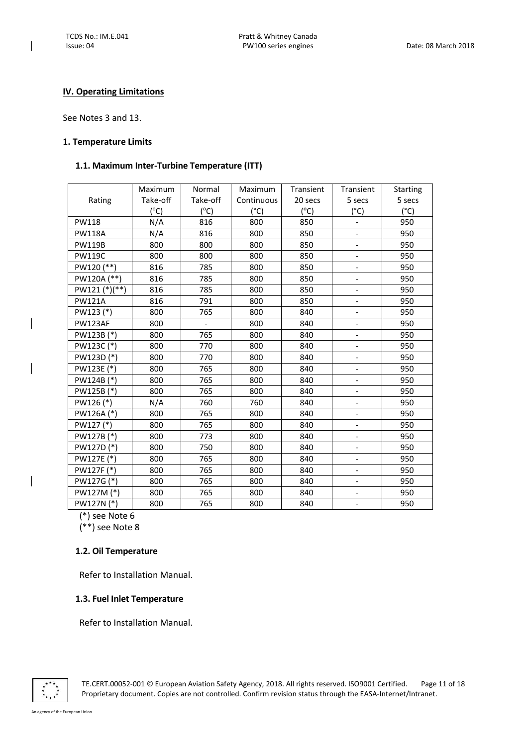## IV. Operating Limitations

See Notes 3 and 13.

### 1. Temperature Limits

#### 1.1. Maximum Inter-Turbine Temperature (ITT)

| Rating | Maximum Take-off (°C) | Normal Take-off (°C) | Maximum Continuous (°C) | Transient 20 secs (°C) | Transient 5 secs (°C) | Starting 5 secs (°C) |
|---|---|---|---|---|---|---|
| PW118 | N/A | 816 | 800 | 850 | - | 950 |
| PW118A | N/A | 816 | 800 | 850 | - | 950 |
| PW119B | 800 | 800 | 800 | 850 | - | 950 |
| PW119C | 800 | 800 | 800 | 850 | - | 950 |
| PW120 (**) | 816 | 785 | 800 | 850 | - | 950 |
| PW120A (**) | 816 | 785 | 800 | 850 | - | 950 |
| PW121 (*)(**) | 816 | 785 | 800 | 850 | - | 950 |
| PW121A | 816 | 791 | 800 | 850 | - | 950 |
| PW123 (*) | 800 | 765 | 800 | 840 | - | 950 |
| PW123AF | 800 | - | 800 | 840 | - | 950 |
| PW123B (*) | 800 | 765 | 800 | 840 | - | 950 |
| PW123C (*) | 800 | 770 | 800 | 840 | - | 950 |
| PW123D (*) | 800 | 770 | 800 | 840 | - | 950 |
| PW123E (*) | 800 | 765 | 800 | 840 | - | 950 |
| PW124B (*) | 800 | 765 | 800 | 840 | - | 950 |
| PW125B (*) | 800 | 765 | 800 | 840 | - | 950 |
| PW126 (*) | N/A | 760 | 760 | 840 | - | 950 |
| PW126A (*) | 800 | 765 | 800 | 840 | - | 950 |
| PW127 (*) | 800 | 765 | 800 | 840 | - | 950 |
| PW127B (*) | 800 | 773 | 800 | 840 | - | 950 |
| PW127D (*) | 800 | 750 | 800 | 840 | - | 950 |
| PW127E (*) | 800 | 765 | 800 | 840 | - | 950 |
| PW127F (*) | 800 | 765 | 800 | 840 | - | 950 |
| PW127G (*) | 800 | 765 | 800 | 840 | - | 950 |
| PW127M (*) | 800 | 765 | 800 | 840 | - | 950 |
| PW127N (*) | 800 | 765 | 800 | 840 | - | 950 |

(*) see Note 6

(**) see Note 8

#### 1.2. Oil Temperature

Refer to Installation Manual.

#### 1.3. Fuel Inlet Temperature

Refer to Installation Manual.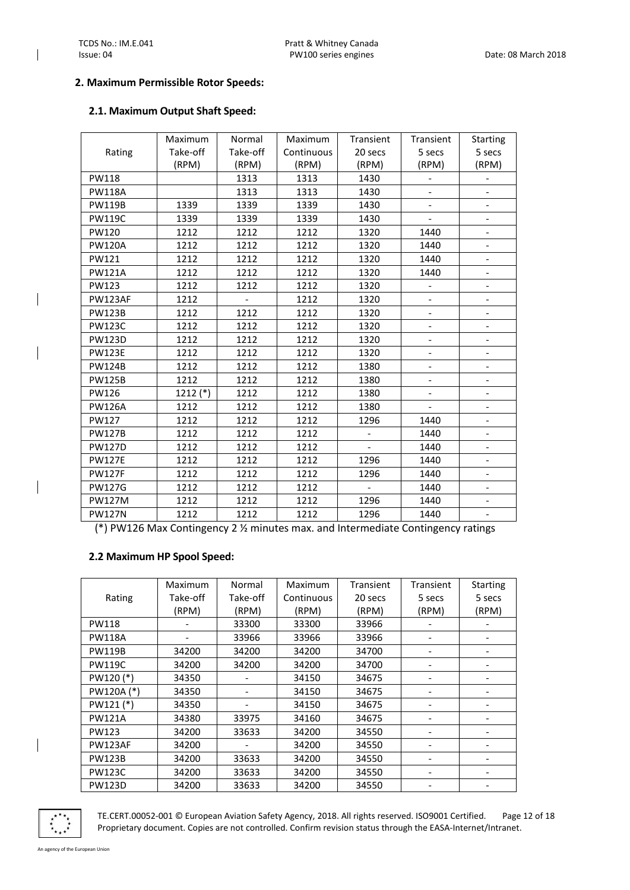## 2. Maximum Permissible Rotor Speeds:

### 2.1. Maximum Output Shaft Speed:

| Rating | Maximum Take-off (RPM) | Normal Take-off (RPM) | Maximum Continuous (RPM) | Transient 20 secs (RPM) | Transient 5 secs (RPM) | Starting 5 secs (RPM) |
|---|---|---|---|---|---|---|
| PW118 | | 1313 | 1313 | 1430 | - | - |
| PW118A | | 1313 | 1313 | 1430 | - | - |
| PW119B | 1339 | 1339 | 1339 | 1430 | - | - |
| PW119C | 1339 | 1339 | 1339 | 1430 | - | - |
| PW120 | 1212 | 1212 | 1212 | 1320 | 1440 | - |
| PW120A | 1212 | 1212 | 1212 | 1320 | 1440 | - |
| PW121 | 1212 | 1212 | 1212 | 1320 | 1440 | - |
| PW121A | 1212 | 1212 | 1212 | 1320 | 1440 | - |
| PW123 | 1212 | 1212 | 1212 | 1320 | - | - |
| PW123AF | 1212 | - | 1212 | 1320 | - | - |
| PW123B | 1212 | 1212 | 1212 | 1320 | - | - |
| PW123C | 1212 | 1212 | 1212 | 1320 | - | - |
| PW123D | 1212 | 1212 | 1212 | 1320 | - | - |
| PW123E | 1212 | 1212 | 1212 | 1320 | - | - |
| PW124B | 1212 | 1212 | 1212 | 1380 | - | - |
| PW125B | 1212 | 1212 | 1212 | 1380 | - | - |
| PW126 | 1212 (*) | 1212 | 1212 | 1380 | - | - |
| PW126A | 1212 | 1212 | 1212 | 1380 | - | - |
| PW127 | 1212 | 1212 | 1212 | 1296 | 1440 | - |
| PW127B | 1212 | 1212 | 1212 | - | 1440 | - |
| PW127D | 1212 | 1212 | 1212 | - | 1440 | - |
| PW127E | 1212 | 1212 | 1212 | 1296 | 1440 | - |
| PW127F | 1212 | 1212 | 1212 | 1296 | 1440 | - |
| PW127G | 1212 | 1212 | 1212 | - | 1440 | - |
| PW127M | 1212 | 1212 | 1212 | 1296 | 1440 | - |
| PW127N | 1212 | 1212 | 1212 | 1296 | 1440 | - |

(*) PW126 Max Contingency 2 ½ minutes max. and Intermediate Contingency ratings

### 2.2 Maximum HP Spool Speed:

| Rating | Maximum Take-off (RPM) | Normal Take-off (RPM) | Maximum Continuous (RPM) | Transient 20 secs (RPM) | Transient 5 secs (RPM) | Starting 5 secs (RPM) |
|---|---|---|---|---|---|---|
| PW118 | - | 33300 | 33300 | 33966 | - | - |
| PW118A | - | 33966 | 33966 | 33966 | - | - |
| PW119B | 34200 | 34200 | 34200 | 34700 | - | - |
| PW119C | 34200 | 34200 | 34200 | 34700 | - | - |
| PW120 (*) | 34350 | - | 34150 | 34675 | - | - |
| PW120A (*) | 34350 | - | 34150 | 34675 | - | - |
| PW121 (*) | 34350 | - | 34150 | 34675 | - | - |
| PW121A | 34380 | 33975 | 34160 | 34675 | - | - |
| PW123 | 34200 | 33633 | 34200 | 34550 | - | - |
| PW123AF | 34200 | - | 34200 | 34550 | - | - |
| PW123B | 34200 | 33633 | 34200 | 34550 | - | - |
| PW123C | 34200 | 33633 | 34200 | 34550 | - | - |
| PW123D | 34200 | 33633 | 34200 | 34550 | - | - |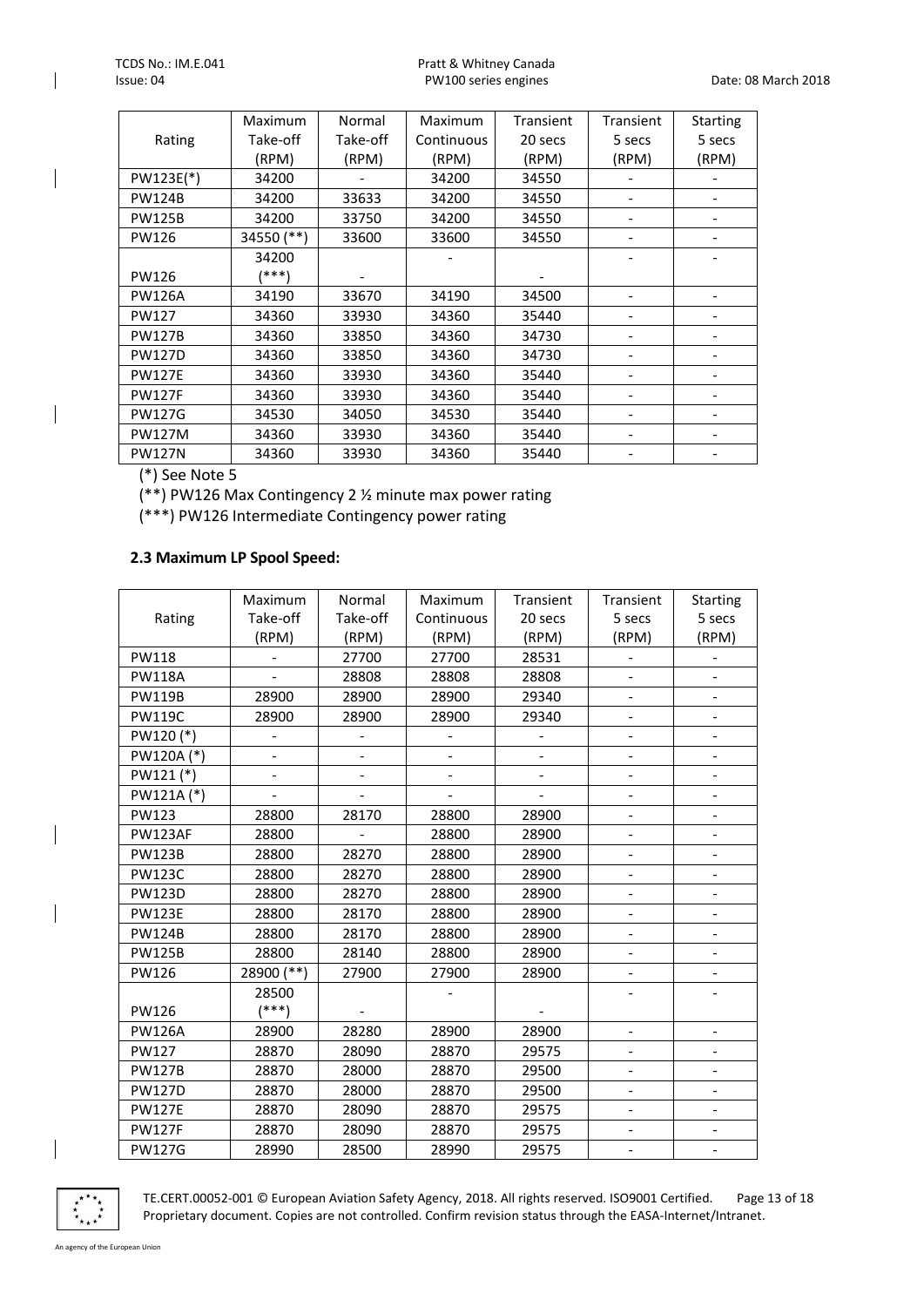| Rating | Maximum Take-off (RPM) | Normal Take-off (RPM) | Maximum Continuous (RPM) | Transient 20 secs (RPM) | Transient 5 secs (RPM) | Starting 5 secs (RPM) |
|---|---|---|---|---|---|---|
| PW123E(*) | 34200 | - | 34200 | 34550 | - | - |
| PW124B | 34200 | 33633 | 34200 | 34550 | - | - |
| PW125B | 34200 | 33750 | 34200 | 34550 | - | - |
| PW126 | 34550 (**) | 33600 | 33600 | 34550 | - | - |
| PW126 | 34200 (***) | - | - | - | - | - |
| PW126A | 34190 | 33670 | 34190 | 34500 | - | - |
| PW127 | 34360 | 33930 | 34360 | 35440 | - | - |
| PW127B | 34360 | 33850 | 34360 | 34730 | - | - |
| PW127D | 34360 | 33850 | 34360 | 34730 | - | - |
| PW127E | 34360 | 33930 | 34360 | 35440 | - | - |
| PW127F | 34360 | 33930 | 34360 | 35440 | - | - |
| PW127G | 34530 | 34050 | 34530 | 35440 | - | - |
| PW127M | 34360 | 33930 | 34360 | 35440 | - | - |
| PW127N | 34360 | 33930 | 34360 | 35440 | - | - |

(*) See Note 5

(**) PW126 Max Contingency 2 ½ minute max power rating

(***) PW126 Intermediate Contingency power rating

### 2.3 Maximum LP Spool Speed:

| Rating | Maximum Take-off (RPM) | Normal Take-off (RPM) | Maximum Continuous (RPM) | Transient 20 secs (RPM) | Transient 5 secs (RPM) | Starting 5 secs (RPM) |
|---|---|---|---|---|---|---|
| PW118 | - | 27700 | 27700 | 28531 | - | - |
| PW118A | - | 28808 | 28808 | 28808 | - | - |
| PW119B | 28900 | 28900 | 28900 | 29340 | - | - |
| PW119C | 28900 | 28900 | 28900 | 29340 | - | - |
| PW120 (*) | - | - | - | - | - | - |
| PW120A (*) | - | - | - | - | - | - |
| PW121 (*) | - | - | - | - | - | - |
| PW121A (*) | - | - | - | - | - | - |
| PW123 | 28800 | 28170 | 28800 | 28900 | - | - |
| PW123AF | 28800 | - | 28800 | 28900 | - | - |
| PW123B | 28800 | 28270 | 28800 | 28900 | - | - |
| PW123C | 28800 | 28270 | 28800 | 28900 | - | - |
| PW123D | 28800 | 28270 | 28800 | 28900 | - | - |
| PW123E | 28800 | 28170 | 28800 | 28900 | - | - |
| PW124B | 28800 | 28170 | 28800 | 28900 | - | - |
| PW125B | 28800 | 28140 | 28800 | 28900 | - | - |
| PW126 | 28900 (**) | 27900 | 27900 | 28900 | - | - |
| PW126 | 28500 (***) | - | - | - | - | - |
| PW126A | 28900 | 28280 | 28900 | 28900 | - | - |
| PW127 | 28870 | 28090 | 28870 | 29575 | - | - |
| PW127B | 28870 | 28000 | 28870 | 29500 | - | - |
| PW127D | 28870 | 28000 | 28870 | 29500 | - | - |
| PW127E | 28870 | 28090 | 28870 | 29575 | - | - |
| PW127F | 28870 | 28090 | 28870 | 29575 | - | - |
| PW127G | 28990 | 28500 | 28990 | 29575 | - | - |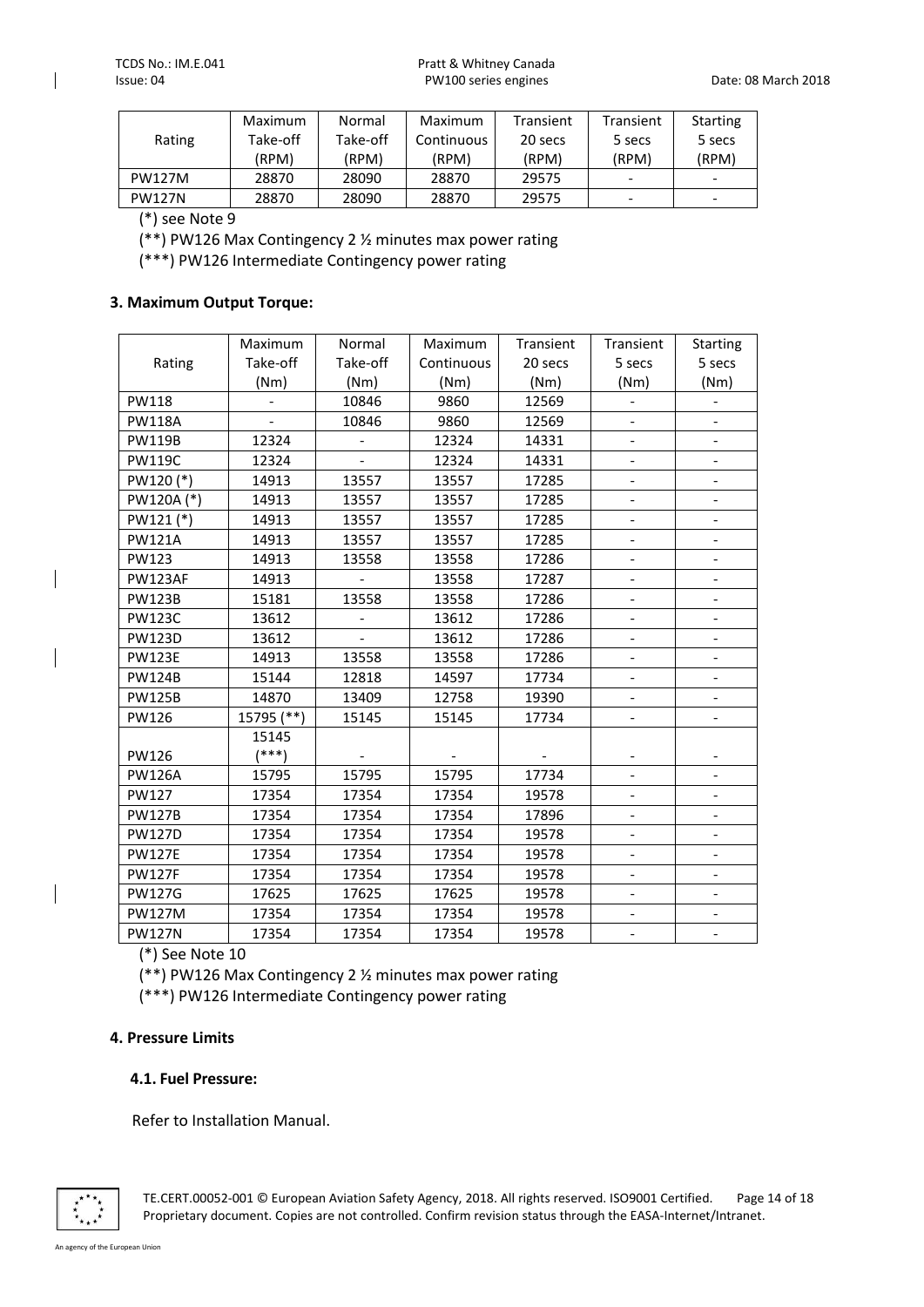| Rating | Maximum Take-off (RPM) | Normal Take-off (RPM) | Maximum Continuous (RPM) | Transient 20 secs (RPM) | Transient 5 secs (RPM) | Starting 5 secs (RPM) |
|---|---|---|---|---|---|---|
| PW127M | 28870 | 28090 | 28870 | 29575 | - | - |
| PW127N | 28870 | 28090 | 28870 | 29575 | - | - |

(*) see Note 9

(**) PW126 Max Contingency 2 ½ minutes max power rating

(***) PW126 Intermediate Contingency power rating

### 3. Maximum Output Torque:

| Rating | Maximum Take-off (Nm) | Normal Take-off (Nm) | Maximum Continuous (Nm) | Transient 20 secs (Nm) | Transient 5 secs (Nm) | Starting 5 secs (Nm) |
|---|---|---|---|---|---|---|
| PW118 | - | 10846 | 9860 | 12569 | - | - |
| PW118A | - | 10846 | 9860 | 12569 | - | - |
| PW119B | 12324 | - | 12324 | 14331 | - | - |
| PW119C | 12324 | - | 12324 | 14331 | - | - |
| PW120 (*) | 14913 | 13557 | 13557 | 17285 | - | - |
| PW120A (*) | 14913 | 13557 | 13557 | 17285 | - | - |
| PW121 (*) | 14913 | 13557 | 13557 | 17285 | - | - |
| PW121A | 14913 | 13557 | 13557 | 17285 | - | - |
| PW123 | 14913 | 13558 | 13558 | 17286 | - | - |
| PW123AF | 14913 | - | 13558 | 17287 | - | - |
| PW123B | 15181 | 13558 | 13558 | 17286 | - | - |
| PW123C | 13612 | - | 13612 | 17286 | - | - |
| PW123D | 13612 | - | 13612 | 17286 | - | - |
| PW123E | 14913 | 13558 | 13558 | 17286 | - | - |
| PW124B | 15144 | 12818 | 14597 | 17734 | - | - |
| PW125B | 14870 | 13409 | 12758 | 19390 | - | - |
| PW126 | 15795 (**) | 15145 | 15145 | 17734 | - | - |
| PW126 | 15145 (***) | - | - | - | - | - |
| PW126A | 15795 | 15795 | 15795 | 17734 | - | - |
| PW127 | 17354 | 17354 | 17354 | 19578 | - | - |
| PW127B | 17354 | 17354 | 17354 | 17896 | - | - |
| PW127D | 17354 | 17354 | 17354 | 19578 | - | - |
| PW127E | 17354 | 17354 | 17354 | 19578 | - | - |
| PW127F | 17354 | 17354 | 17354 | 19578 | - | - |
| PW127G | 17625 | 17625 | 17625 | 19578 | - | - |
| PW127M | 17354 | 17354 | 17354 | 19578 | - | - |
| PW127N | 17354 | 17354 | 17354 | 19578 | - | - |

(*) See Note 10

(**) PW126 Max Contingency 2 ½ minutes max power rating

(***) PW126 Intermediate Contingency power rating

### 4. Pressure Limits

#### 4.1. Fuel Pressure:

Refer to Installation Manual.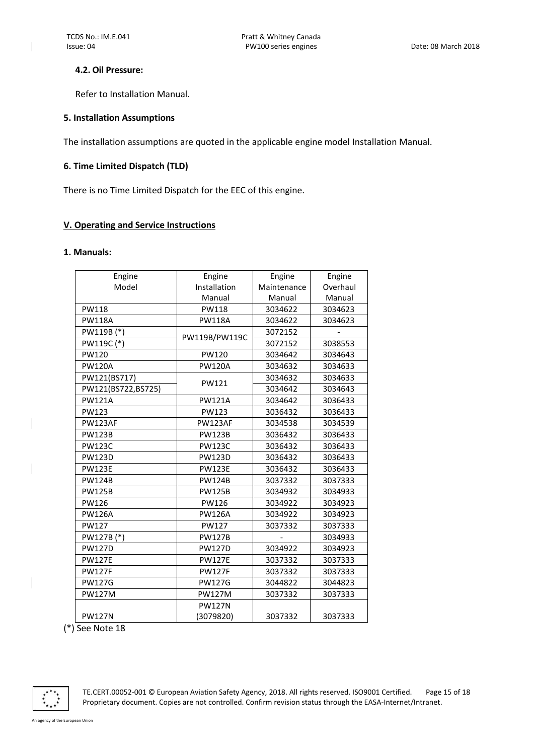#### 4.2. Oil Pressure:

Refer to Installation Manual.

### 5. Installation Assumptions

The installation assumptions are quoted in the applicable engine model Installation Manual.

### 6. Time Limited Dispatch (TLD)

There is no Time Limited Dispatch for the EEC of this engine.

## V. Operating and Service Instructions

### 1. Manuals:

| Engine Model | Engine Installation Manual | Engine Maintenance Manual | Engine Overhaul Manual |
|---|---|---|---|
| PW118 | PW118 | 3034622 | 3034623 |
| PW118A | PW118A | 3034622 | 3034623 |
| PW119B (*) | PW119B/PW119C | 3072152 | - |
| PW119C (*) | | 3072152 | 3038553 |
| PW120 | PW120 | 3034642 | 3034643 |
| PW120A | PW120A | 3034632 | 3034633 |
| PW121(BS717) | PW121 | 3034632 | 3034633 |
| PW121(BS722,BS725) | | 3034642 | 3034643 |
| PW121A | PW121A | 3034642 | 3036433 |
| PW123 | PW123 | 3036432 | 3036433 |
| PW123AF | PW123AF | 3034538 | 3034539 |
| PW123B | PW123B | 3036432 | 3036433 |
| PW123C | PW123C | 3036432 | 3036433 |
| PW123D | PW123D | 3036432 | 3036433 |
| PW123E | PW123E | 3036432 | 3036433 |
| PW124B | PW124B | 3037332 | 3037333 |
| PW125B | PW125B | 3034932 | 3034933 |
| PW126 | PW126 | 3034922 | 3034923 |
| PW126A | PW126A | 3034922 | 3034923 |
| PW127 | PW127 | 3037332 | 3037333 |
| PW127B (*) | PW127B | - | 3034933 |
| PW127D | PW127D | 3034922 | 3034923 |
| PW127E | PW127E | 3037332 | 3037333 |
| PW127F | PW127F | 3037332 | 3037333 |
| PW127G | PW127G | 3044822 | 3044823 |
| PW127M | PW127M | 3037332 | 3037333 |
| PW127N | PW127N (3079820) | 3037332 | 3037333 |

(*) See Note 18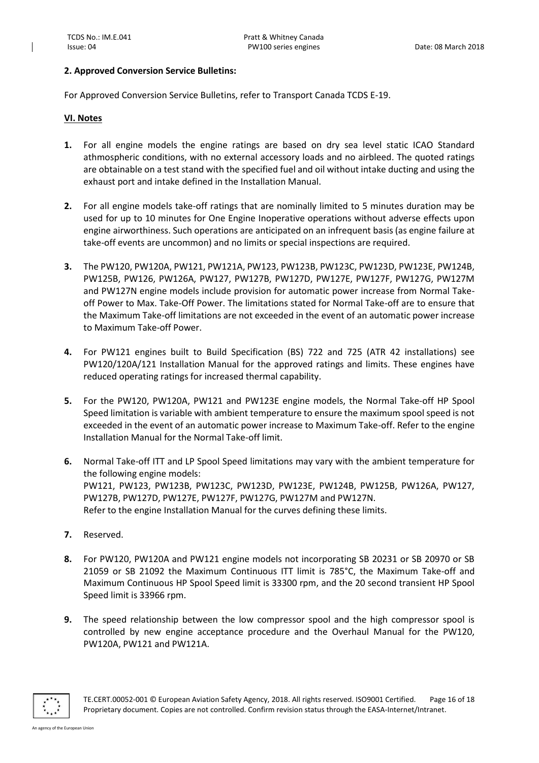**2. Approved Conversion Service Bulletins:**

For Approved Conversion Service Bulletins, refer to Transport Canada TCDS E-19.

**VI. Notes**

1. For all engine models the engine ratings are based on dry sea level static ICAO Standard athmospheric conditions, with no external accessory loads and no airbleed. The quoted ratings are obtainable on a test stand with the specified fuel and oil without intake ducting and using the exhaust port and intake defined in the Installation Manual.

2. For all engine models take-off ratings that are nominally limited to 5 minutes duration may be used for up to 10 minutes for One Engine Inoperative operations without adverse effects upon engine airworthiness. Such operations are anticipated on an infrequent basis (as engine failure at take-off events are uncommon) and no limits or special inspections are required.

3. The PW120, PW120A, PW121, PW121A, PW123, PW123B, PW123C, PW123D, PW123E, PW124B, PW125B, PW126, PW126A, PW127, PW127B, PW127D, PW127E, PW127F, PW127G, PW127M and PW127N engine models include provision for automatic power increase from Normal Take-off Power to Max. Take-Off Power. The limitations stated for Normal Take-off are to ensure that the Maximum Take-off limitations are not exceeded in the event of an automatic power increase to Maximum Take-off Power.

4. For PW121 engines built to Build Specification (BS) 722 and 725 (ATR 42 installations) see PW120/120A/121 Installation Manual for the approved ratings and limits. These engines have reduced operating ratings for increased thermal capability.

5. For the PW120, PW120A, PW121 and PW123E engine models, the Normal Take-off HP Spool Speed limitation is variable with ambient temperature to ensure the maximum spool speed is not exceeded in the event of an automatic power increase to Maximum Take-off. Refer to the engine Installation Manual for the Normal Take-off limit.

6. Normal Take-off ITT and LP Spool Speed limitations may vary with the ambient temperature for the following engine models:
   PW121, PW123, PW123B, PW123C, PW123D, PW123E, PW124B, PW125B, PW126A, PW127, PW127B, PW127D, PW127E, PW127F, PW127G, PW127M and PW127N.
   Refer to the engine Installation Manual for the curves defining these limits.

7. Reserved.

8. For PW120, PW120A and PW121 engine models not incorporating SB 20231 or SB 20970 or SB 21059 or SB 21092 the Maximum Continuous ITT limit is 785°C, the Maximum Take-off and Maximum Continuous HP Spool Speed limit is 33300 rpm, and the 20 second transient HP Spool Speed limit is 33966 rpm.

9. The speed relationship between the low compressor spool and the high compressor spool is controlled by new engine acceptance procedure and the Overhaul Manual for the PW120, PW120A, PW121 and PW121A.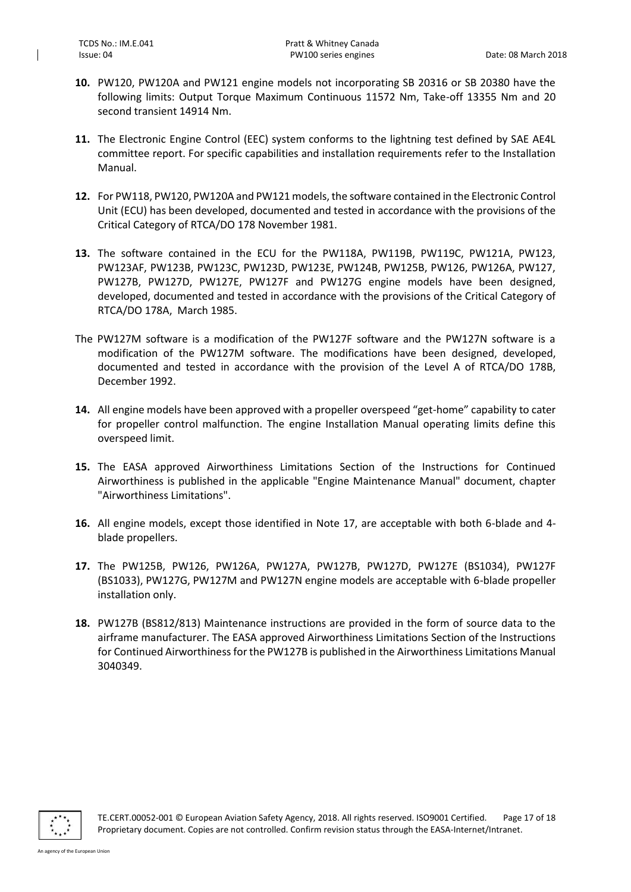**10.** PW120, PW120A and PW121 engine models not incorporating SB 20316 or SB 20380 have the following limits: Output Torque Maximum Continuous 11572 Nm, Take-off 13355 Nm and 20 second transient 14914 Nm.

**11.** The Electronic Engine Control (EEC) system conforms to the lightning test defined by SAE AE4L committee report. For specific capabilities and installation requirements refer to the Installation Manual.

**12.** For PW118, PW120, PW120A and PW121 models, the software contained in the Electronic Control Unit (ECU) has been developed, documented and tested in accordance with the provisions of the Critical Category of RTCA/DO 178 November 1981.

**13.** The software contained in the ECU for the PW118A, PW119B, PW119C, PW121A, PW123, PW123AF, PW123B, PW123C, PW123D, PW123E, PW124B, PW125B, PW126, PW126A, PW127, PW127B, PW127D, PW127E, PW127F and PW127G engine models have been designed, developed, documented and tested in accordance with the provisions of the Critical Category of RTCA/DO 178A, March 1985.

The PW127M software is a modification of the PW127F software and the PW127N software is a modification of the PW127M software. The modifications have been designed, developed, documented and tested in accordance with the provision of the Level A of RTCA/DO 178B, December 1992.

**14.** All engine models have been approved with a propeller overspeed "get-home" capability to cater for propeller control malfunction. The engine Installation Manual operating limits define this overspeed limit.

**15.** The EASA approved Airworthiness Limitations Section of the Instructions for Continued Airworthiness is published in the applicable "Engine Maintenance Manual" document, chapter "Airworthiness Limitations".

**16.** All engine models, except those identified in Note 17, are acceptable with both 6-blade and 4-blade propellers.

**17.** The PW125B, PW126, PW126A, PW127A, PW127B, PW127D, PW127E (BS1034), PW127F (BS1033), PW127G, PW127M and PW127N engine models are acceptable with 6-blade propeller installation only.

**18.** PW127B (BS812/813) Maintenance instructions are provided in the form of source data to the airframe manufacturer. The EASA approved Airworthiness Limitations Section of the Instructions for Continued Airworthiness for the PW127B is published in the Airworthiness Limitations Manual 3040349.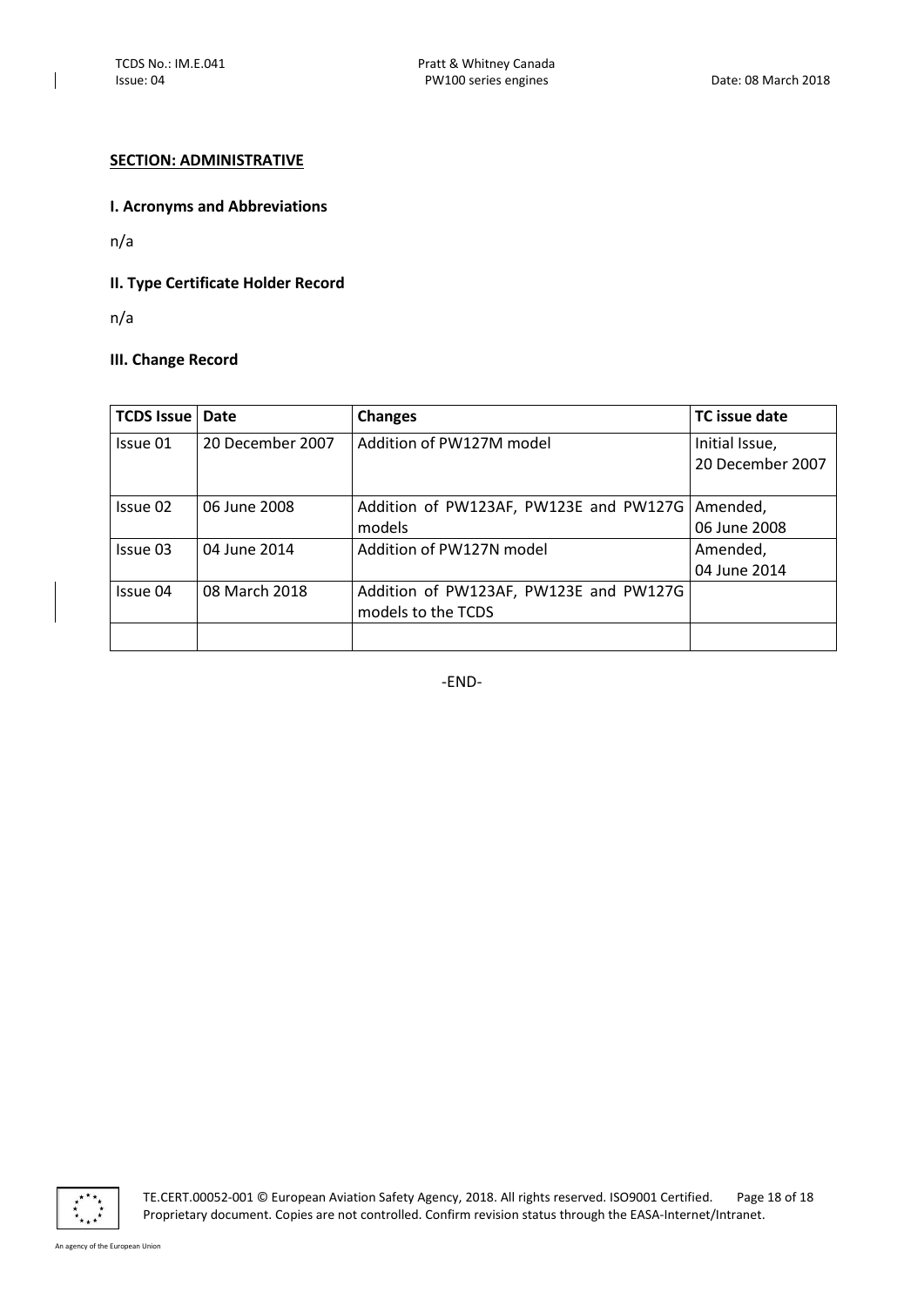**SECTION: ADMINISTRATIVE**

**I. Acronyms and Abbreviations**

n/a

**II. Type Certificate Holder Record**

n/a

**III. Change Record**

| TCDS Issue | Date | Changes | TC issue date |
|---|---|---|---|
| Issue 01 | 20 December 2007 | Addition of PW127M model | Initial Issue, 20 December 2007 |
| Issue 02 | 06 June 2008 | Addition of PW123AF, PW123E and PW127G models | Amended, 06 June 2008 |
| Issue 03 | 04 June 2014 | Addition of PW127N model | Amended, 04 June 2014 |
| Issue 04 | 08 March 2018 | Addition of PW123AF, PW123E and PW127G models to the TCDS | |
| | | | |

-END-